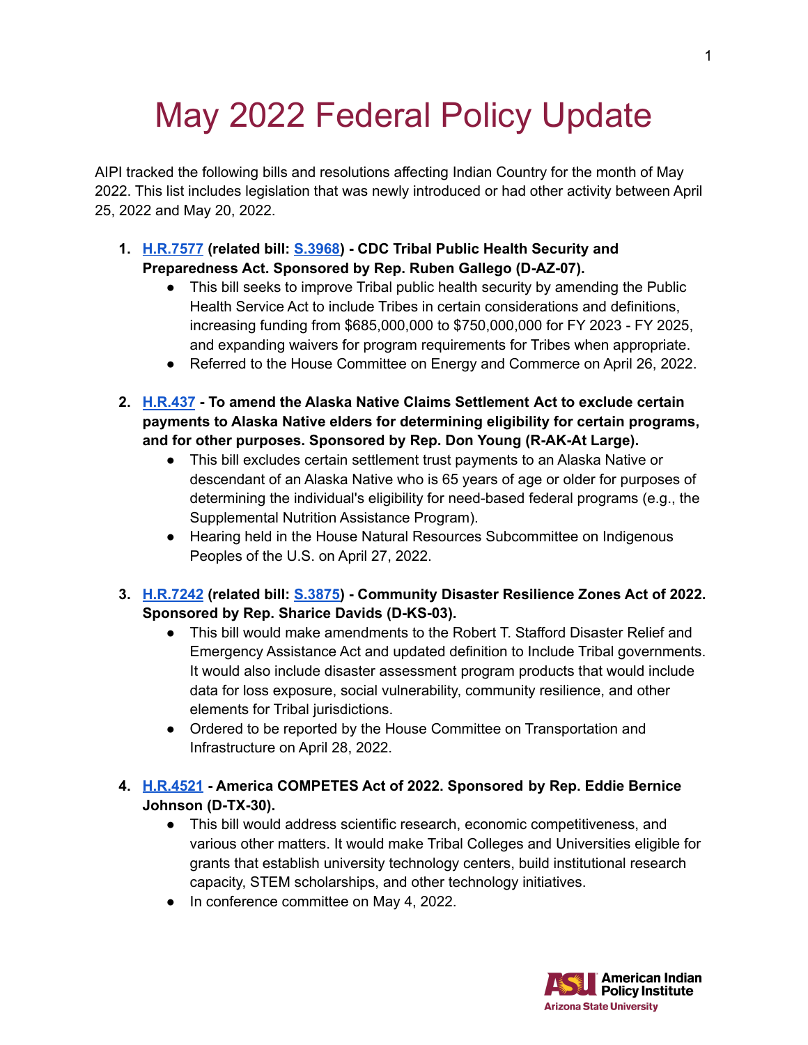# May 2022 Federal Policy Update

AIPI tracked the following bills and resolutions affecting Indian Country for the month of May 2022. This list includes legislation that was newly introduced or had other activity between April 25, 2022 and May 20, 2022.

1. **H.R.7577 (related bill: S.3968) - CDC Tribal Public Health Security and Preparedness Act. Sponsored by Rep. Ruben Gallego (D-AZ-07).**
   - This bill seeks to improve Tribal public health security by amending the Public Health Service Act to include Tribes in certain considerations and definitions, increasing funding from $685,000,000 to $750,000,000 for FY 2023 - FY 2025, and expanding waivers for program requirements for Tribes when appropriate.
   - Referred to the House Committee on Energy and Commerce on April 26, 2022.

2. **H.R.437 - To amend the Alaska Native Claims Settlement Act to exclude certain payments to Alaska Native elders for determining eligibility for certain programs, and for other purposes. Sponsored by Rep. Don Young (R-AK-At Large).**
   - This bill excludes certain settlement trust payments to an Alaska Native or descendant of an Alaska Native who is 65 years of age or older for purposes of determining the individual's eligibility for need-based federal programs (e.g., the Supplemental Nutrition Assistance Program).
   - Hearing held in the House Natural Resources Subcommittee on Indigenous Peoples of the U.S. on April 27, 2022.

3. **H.R.7242 (related bill: S.3875) - Community Disaster Resilience Zones Act of 2022. Sponsored by Rep. Sharice Davids (D-KS-03).**
   - This bill would make amendments to the Robert T. Stafford Disaster Relief and Emergency Assistance Act and updated definition to Include Tribal governments. It would also include disaster assessment program products that would include data for loss exposure, social vulnerability, community resilience, and other elements for Tribal jurisdictions.
   - Ordered to be reported by the House Committee on Transportation and Infrastructure on April 28, 2022.

4. **H.R.4521 - America COMPETES Act of 2022. Sponsored by Rep. Eddie Bernice Johnson (D-TX-30).**
   - This bill would address scientific research, economic competitiveness, and various other matters. It would make Tribal Colleges and Universities eligible for grants that establish university technology centers, build institutional research capacity, STEM scholarships, and other technology initiatives.
   - In conference committee on May 4, 2022.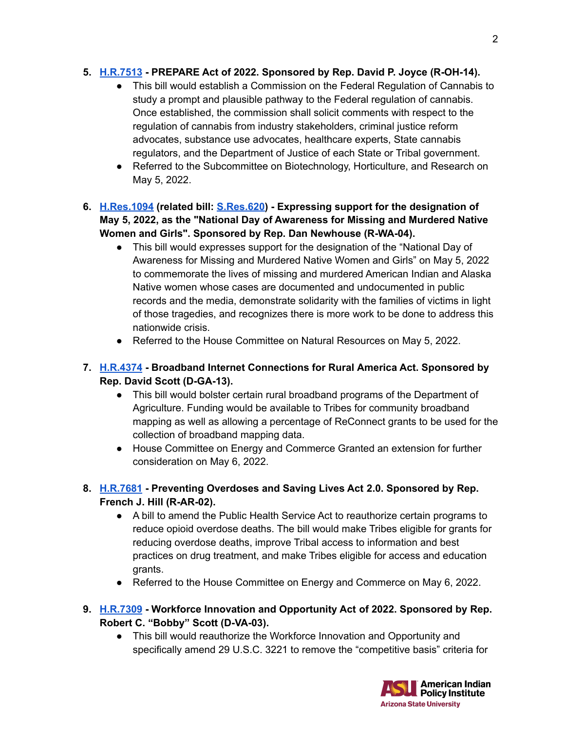5. [H.R.7513] - **PREPARE Act of 2022. Sponsored by Rep. David P. Joyce (R-OH-14).**
    - This bill would establish a Commission on the Federal Regulation of Cannabis to study a prompt and plausible pathway to the Federal regulation of cannabis. Once established, the commission shall solicit comments with respect to the regulation of cannabis from industry stakeholders, criminal justice reform advocates, substance use advocates, healthcare experts, State cannabis regulators, and the Department of Justice of each State or Tribal government.
    - Referred to the Subcommittee on Biotechnology, Horticulture, and Research on May 5, 2022.

6. [H.Res.1094] **(related bill: [S.Res.620]) - Expressing support for the designation of May 5, 2022, as the "National Day of Awareness for Missing and Murdered Native Women and Girls". Sponsored by Rep. Dan Newhouse (R-WA-04).**
    - This bill would expresses support for the designation of the "National Day of Awareness for Missing and Murdered Native Women and Girls" on May 5, 2022 to commemorate the lives of missing and murdered American Indian and Alaska Native women whose cases are documented and undocumented in public records and the media, demonstrate solidarity with the families of victims in light of those tragedies, and recognizes there is more work to be done to address this nationwide crisis.
    - Referred to the House Committee on Natural Resources on May 5, 2022.

7. [H.R.4374] - **Broadband Internet Connections for Rural America Act. Sponsored by Rep. David Scott (D-GA-13).**
    - This bill would bolster certain rural broadband programs of the Department of Agriculture. Funding would be available to Tribes for community broadband mapping as well as allowing a percentage of ReConnect grants to be used for the collection of broadband mapping data.
    - House Committee on Energy and Commerce Granted an extension for further consideration on May 6, 2022.

8. [H.R.7681] - **Preventing Overdoses and Saving Lives Act 2.0. Sponsored by Rep. French J. Hill (R-AR-02).**
    - A bill to amend the Public Health Service Act to reauthorize certain programs to reduce opioid overdose deaths. The bill would make Tribes eligible for grants for reducing overdose deaths, improve Tribal access to information and best practices on drug treatment, and make Tribes eligible for access and education grants.
    - Referred to the House Committee on Energy and Commerce on May 6, 2022.

9. [H.R.7309] - **Workforce Innovation and Opportunity Act of 2022. Sponsored by Rep. Robert C. "Bobby" Scott (D-VA-03).**
    - This bill would reauthorize the Workforce Innovation and Opportunity and specifically amend 29 U.S.C. 3221 to remove the "competitive basis" criteria for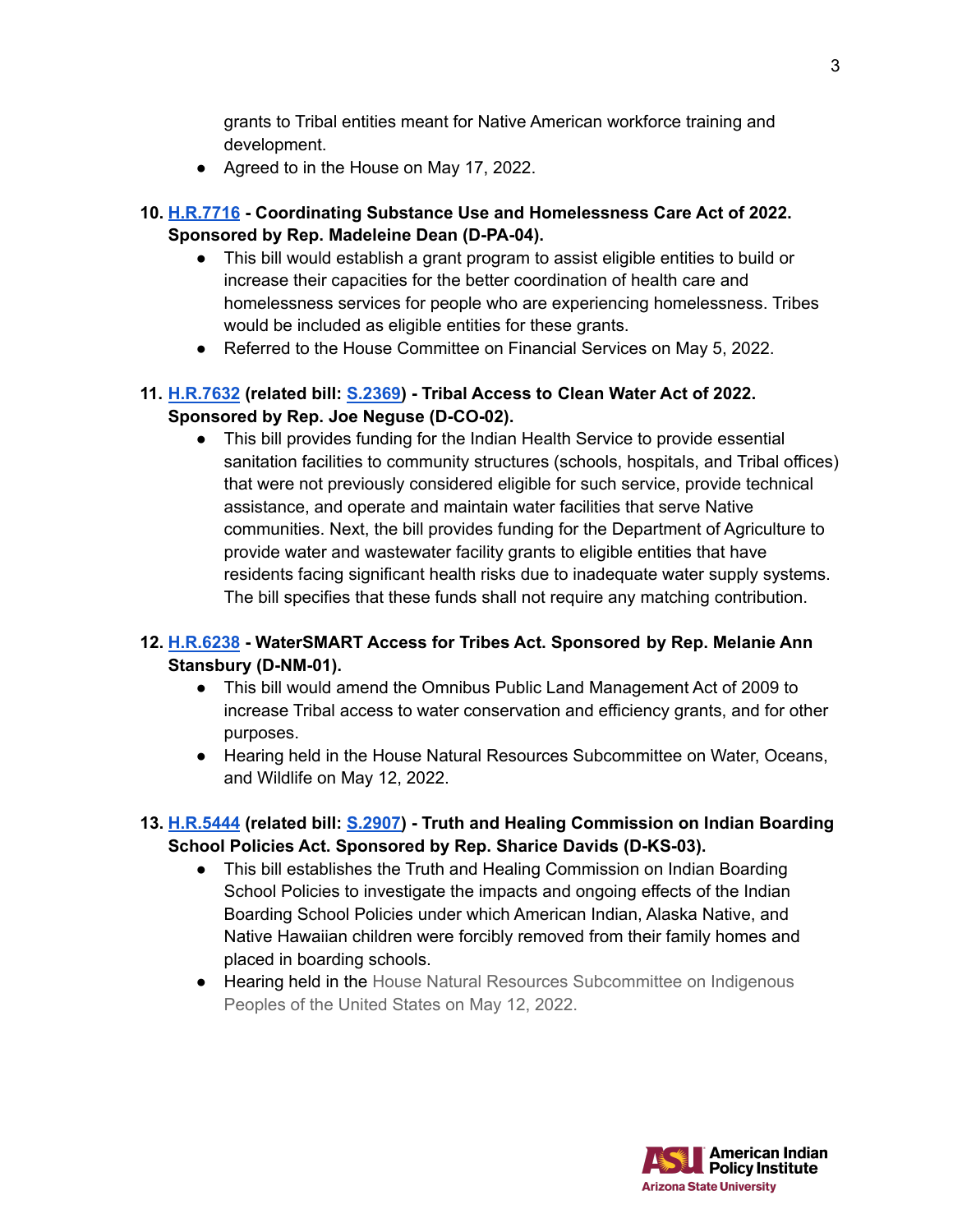grants to Tribal entities meant for Native American workforce training and development.

- Agreed to in the House on May 17, 2022.

10. **[H.R.7716](H.R.7716) - Coordinating Substance Use and Homelessness Care Act of 2022. Sponsored by Rep. Madeleine Dean (D-PA-04).**
    - This bill would establish a grant program to assist eligible entities to build or increase their capacities for the better coordination of health care and homelessness services for people who are experiencing homelessness. Tribes would be included as eligible entities for these grants.
    - Referred to the House Committee on Financial Services on May 5, 2022.

11. **H.R.7632 (related bill: S.2369) - Tribal Access to Clean Water Act of 2022. Sponsored by Rep. Joe Neguse (D-CO-02).**
    - This bill provides funding for the Indian Health Service to provide essential sanitation facilities to community structures (schools, hospitals, and Tribal offices) that were not previously considered eligible for such service, provide technical assistance, and operate and maintain water facilities that serve Native communities. Next, the bill provides funding for the Department of Agriculture to provide water and wastewater facility grants to eligible entities that have residents facing significant health risks due to inadequate water supply systems. The bill specifies that these funds shall not require any matching contribution.

12. **H.R.6238 - WaterSMART Access for Tribes Act. Sponsored by Rep. Melanie Ann Stansbury (D-NM-01).**
    - This bill would amend the Omnibus Public Land Management Act of 2009 to increase Tribal access to water conservation and efficiency grants, and for other purposes.
    - Hearing held in the House Natural Resources Subcommittee on Water, Oceans, and Wildlife on May 12, 2022.

13. **H.R.5444 (related bill: S.2907) - Truth and Healing Commission on Indian Boarding School Policies Act. Sponsored by Rep. Sharice Davids (D-KS-03).**
    - This bill establishes the Truth and Healing Commission on Indian Boarding School Policies to investigate the impacts and ongoing effects of the Indian Boarding School Policies under which American Indian, Alaska Native, and Native Hawaiian children were forcibly removed from their family homes and placed in boarding schools.
    - Hearing held in the House Natural Resources Subcommittee on Indigenous Peoples of the United States on May 12, 2022.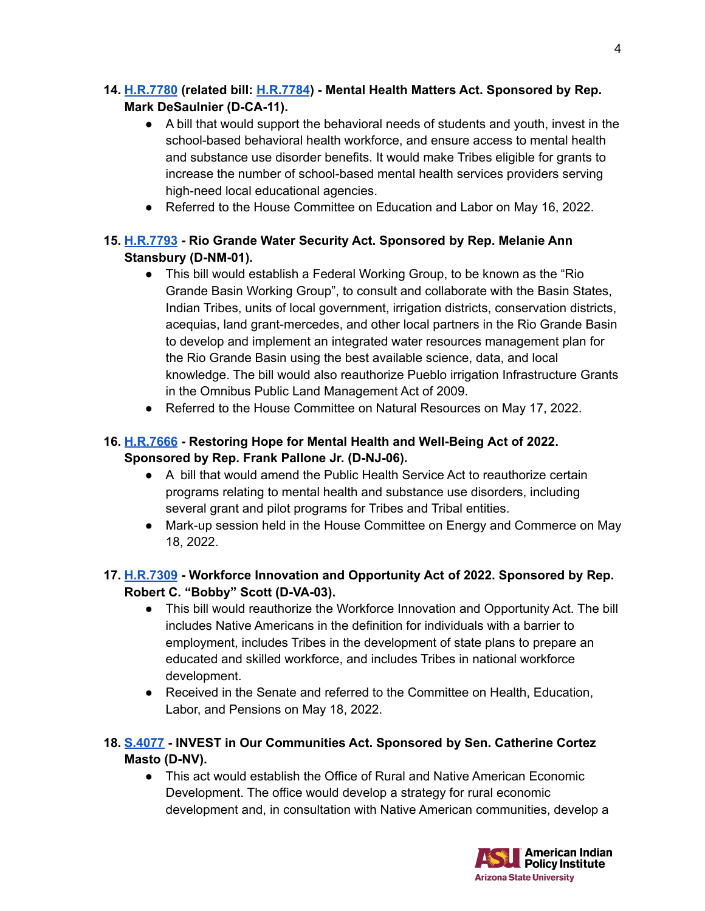14. **H.R.7780 (related bill: H.R.7784) - Mental Health Matters Act. Sponsored by Rep. Mark DeSaulnier (D-CA-11).**
    - A bill that would support the behavioral needs of students and youth, invest in the school-based behavioral health workforce, and ensure access to mental health and substance use disorder benefits. It would make Tribes eligible for grants to increase the number of school-based mental health services providers serving high-need local educational agencies.
    - Referred to the House Committee on Education and Labor on May 16, 2022.

15. **H.R.7793 - Rio Grande Water Security Act. Sponsored by Rep. Melanie Ann Stansbury (D-NM-01).**
    - This bill would establish a Federal Working Group, to be known as the "Rio Grande Basin Working Group", to consult and collaborate with the Basin States, Indian Tribes, units of local government, irrigation districts, conservation districts, acequias, land grant-mercedes, and other local partners in the Rio Grande Basin to develop and implement an integrated water resources management plan for the Rio Grande Basin using the best available science, data, and local knowledge. The bill would also reauthorize Pueblo irrigation Infrastructure Grants in the Omnibus Public Land Management Act of 2009.
    - Referred to the House Committee on Natural Resources on May 17, 2022.

16. **H.R.7666 - Restoring Hope for Mental Health and Well-Being Act of 2022. Sponsored by Rep. Frank Pallone Jr. (D-NJ-06).**
    - A bill that would amend the Public Health Service Act to reauthorize certain programs relating to mental health and substance use disorders, including several grant and pilot programs for Tribes and Tribal entities.
    - Mark-up session held in the House Committee on Energy and Commerce on May 18, 2022.

17. **H.R.7309 - Workforce Innovation and Opportunity Act of 2022. Sponsored by Rep. Robert C. "Bobby" Scott (D-VA-03).**
    - This bill would reauthorize the Workforce Innovation and Opportunity Act. The bill includes Native Americans in the definition for individuals with a barrier to employment, includes Tribes in the development of state plans to prepare an educated and skilled workforce, and includes Tribes in national workforce development.
    - Received in the Senate and referred to the Committee on Health, Education, Labor, and Pensions on May 18, 2022.

18. **S.4077 - INVEST in Our Communities Act. Sponsored by Sen. Catherine Cortez Masto (D-NV).**
    - This act would establish the Office of Rural and Native American Economic Development. The office would develop a strategy for rural economic development and, in consultation with Native American communities, develop a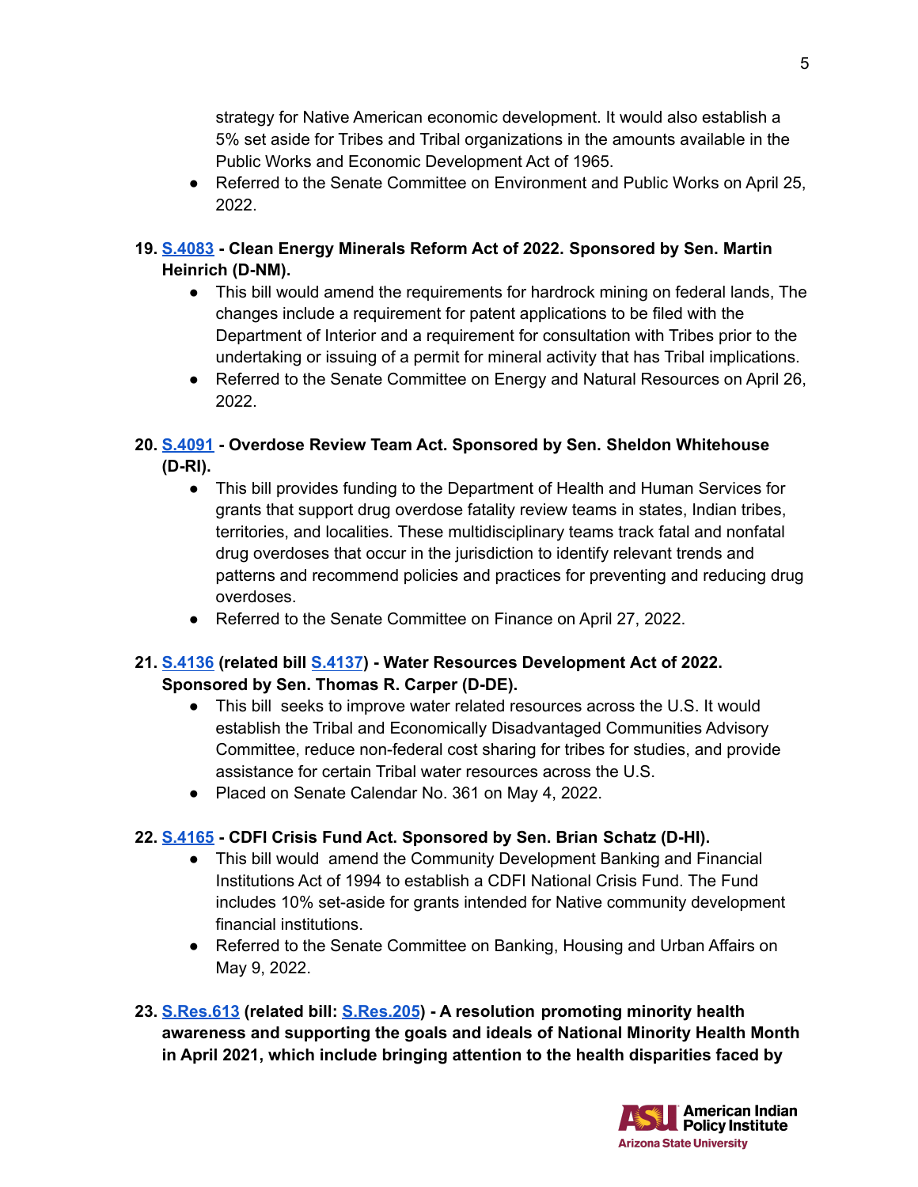strategy for Native American economic development. It would also establish a 5% set aside for Tribes and Tribal organizations in the amounts available in the Public Works and Economic Development Act of 1965.
- Referred to the Senate Committee on Environment and Public Works on April 25, 2022.

19. **S.4083 - Clean Energy Minerals Reform Act of 2022. Sponsored by Sen. Martin Heinrich (D-NM).**
    - This bill would amend the requirements for hardrock mining on federal lands, The changes include a requirement for patent applications to be filed with the Department of Interior and a requirement for consultation with Tribes prior to the undertaking or issuing of a permit for mineral activity that has Tribal implications.
    - Referred to the Senate Committee on Energy and Natural Resources on April 26, 2022.

20. **S.4091 - Overdose Review Team Act. Sponsored by Sen. Sheldon Whitehouse (D-RI).**
    - This bill provides funding to the Department of Health and Human Services for grants that support drug overdose fatality review teams in states, Indian tribes, territories, and localities. These multidisciplinary teams track fatal and nonfatal drug overdoses that occur in the jurisdiction to identify relevant trends and patterns and recommend policies and practices for preventing and reducing drug overdoses.
    - Referred to the Senate Committee on Finance on April 27, 2022.

21. **S.4136 (related bill S.4137) - Water Resources Development Act of 2022. Sponsored by Sen. Thomas R. Carper (D-DE).**
    - This bill seeks to improve water related resources across the U.S. It would establish the Tribal and Economically Disadvantaged Communities Advisory Committee, reduce non-federal cost sharing for tribes for studies, and provide assistance for certain Tribal water resources across the U.S.
    - Placed on Senate Calendar No. 361 on May 4, 2022.

22. **S.4165 - CDFI Crisis Fund Act. Sponsored by Sen. Brian Schatz (D-HI).**
    - This bill would amend the Community Development Banking and Financial Institutions Act of 1994 to establish a CDFI National Crisis Fund. The Fund includes 10% set-aside for grants intended for Native community development financial institutions.
    - Referred to the Senate Committee on Banking, Housing and Urban Affairs on May 9, 2022.

23. **S.Res.613 (related bill: S.Res.205) - A resolution promoting minority health awareness and supporting the goals and ideals of National Minority Health Month in April 2021, which include bringing attention to the health disparities faced by**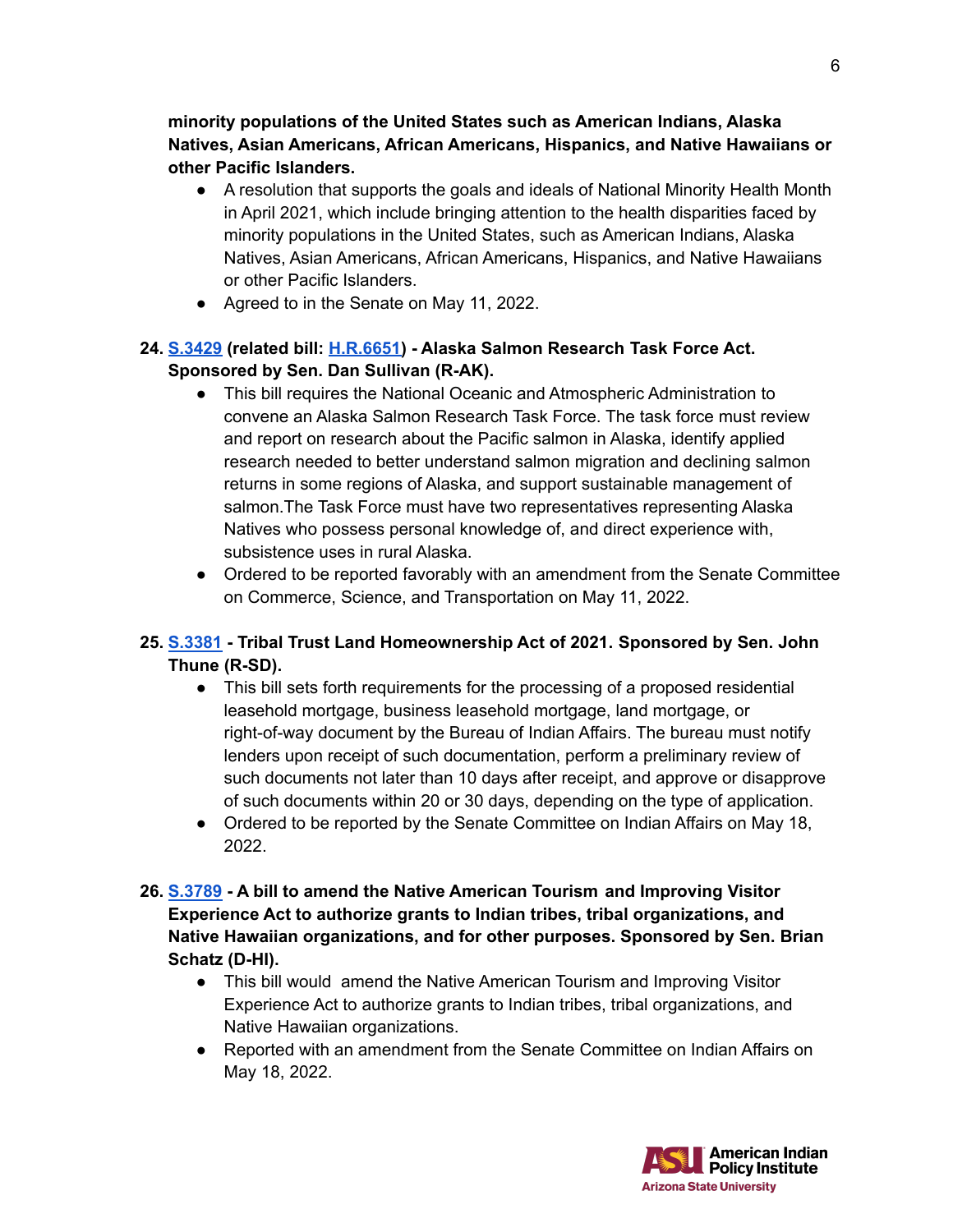**minority populations of the United States such as American Indians, Alaska Natives, Asian Americans, African Americans, Hispanics, and Native Hawaiians or other Pacific Islanders.**

- A resolution that supports the goals and ideals of National Minority Health Month in April 2021, which include bringing attention to the health disparities faced by minority populations in the United States, such as American Indians, Alaska Natives, Asian Americans, African Americans, Hispanics, and Native Hawaiians or other Pacific Islanders.
- Agreed to in the Senate on May 11, 2022.

24. **S.3429 (related bill: H.R.6651) - Alaska Salmon Research Task Force Act. Sponsored by Sen. Dan Sullivan (R-AK).**
    - This bill requires the National Oceanic and Atmospheric Administration to convene an Alaska Salmon Research Task Force. The task force must review and report on research about the Pacific salmon in Alaska, identify applied research needed to better understand salmon migration and declining salmon returns in some regions of Alaska, and support sustainable management of salmon.The Task Force must have two representatives representing Alaska Natives who possess personal knowledge of, and direct experience with, subsistence uses in rural Alaska.
    - Ordered to be reported favorably with an amendment from the Senate Committee on Commerce, Science, and Transportation on May 11, 2022.

25. **S.3381 - Tribal Trust Land Homeownership Act of 2021. Sponsored by Sen. John Thune (R-SD).**
    - This bill sets forth requirements for the processing of a proposed residential leasehold mortgage, business leasehold mortgage, land mortgage, or right-of-way document by the Bureau of Indian Affairs. The bureau must notify lenders upon receipt of such documentation, perform a preliminary review of such documents not later than 10 days after receipt, and approve or disapprove of such documents within 20 or 30 days, depending on the type of application.
    - Ordered to be reported by the Senate Committee on Indian Affairs on May 18, 2022.

26. **S.3789 - A bill to amend the Native American Tourism and Improving Visitor Experience Act to authorize grants to Indian tribes, tribal organizations, and Native Hawaiian organizations, and for other purposes. Sponsored by Sen. Brian Schatz (D-HI).**
    - This bill would amend the Native American Tourism and Improving Visitor Experience Act to authorize grants to Indian tribes, tribal organizations, and Native Hawaiian organizations.
    - Reported with an amendment from the Senate Committee on Indian Affairs on May 18, 2022.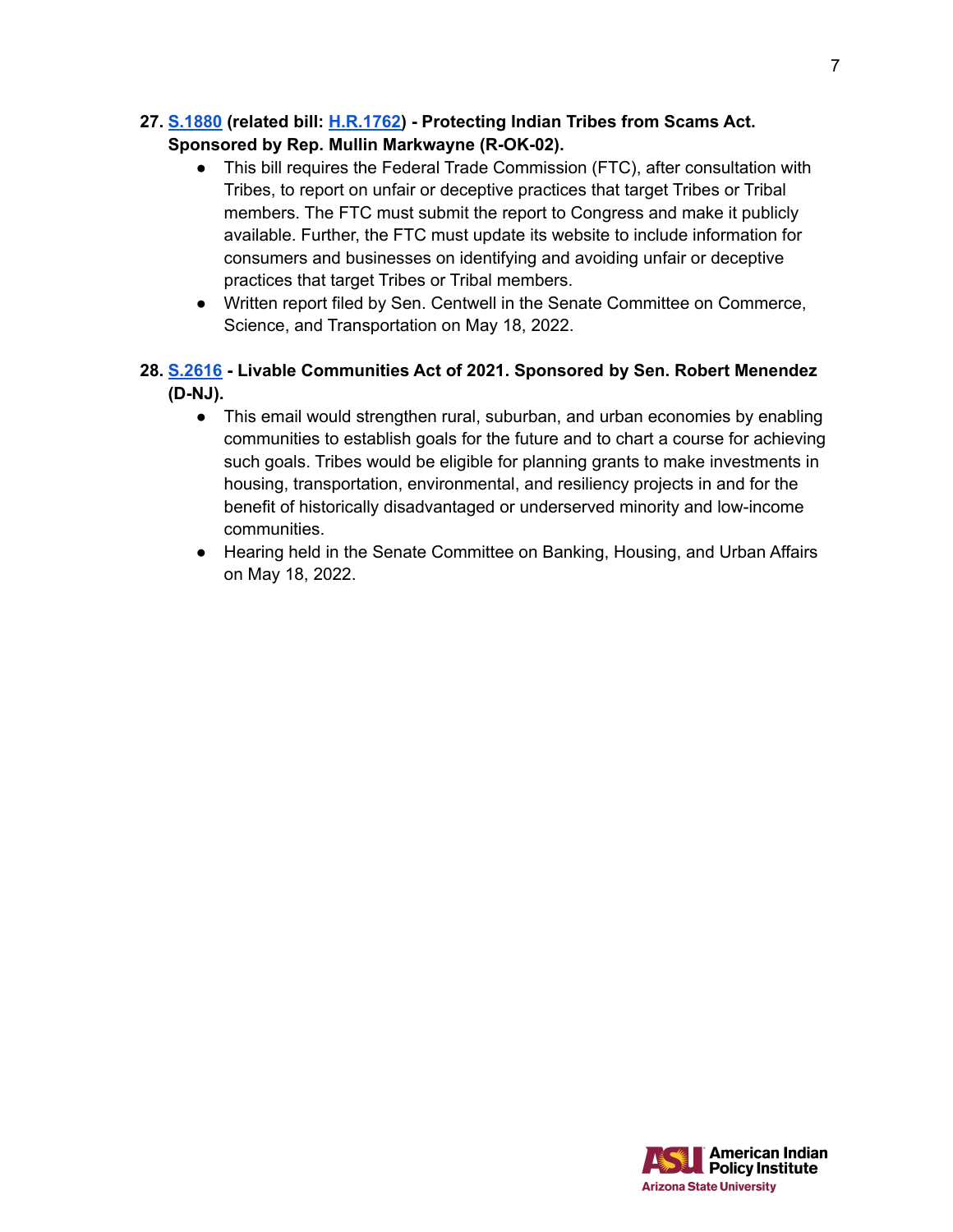27. **[S.1880](#) (related bill: [H.R.1762](#)) - Protecting Indian Tribes from Scams Act. Sponsored by Rep. Mullin Markwayne (R-OK-02).**
    - This bill requires the Federal Trade Commission (FTC), after consultation with Tribes, to report on unfair or deceptive practices that target Tribes or Tribal members. The FTC must submit the report to Congress and make it publicly available. Further, the FTC must update its website to include information for consumers and businesses on identifying and avoiding unfair or deceptive practices that target Tribes or Tribal members.
    - Written report filed by Sen. Centwell in the Senate Committee on Commerce, Science, and Transportation on May 18, 2022.

28. **[S.2616](#) - Livable Communities Act of 2021. Sponsored by Sen. Robert Menendez (D-NJ).**
    - This email would strengthen rural, suburban, and urban economies by enabling communities to establish goals for the future and to chart a course for achieving such goals. Tribes would be eligible for planning grants to make investments in housing, transportation, environmental, and resiliency projects in and for the benefit of historically disadvantaged or underserved minority and low-income communities.
    - Hearing held in the Senate Committee on Banking, Housing, and Urban Affairs on May 18, 2022.